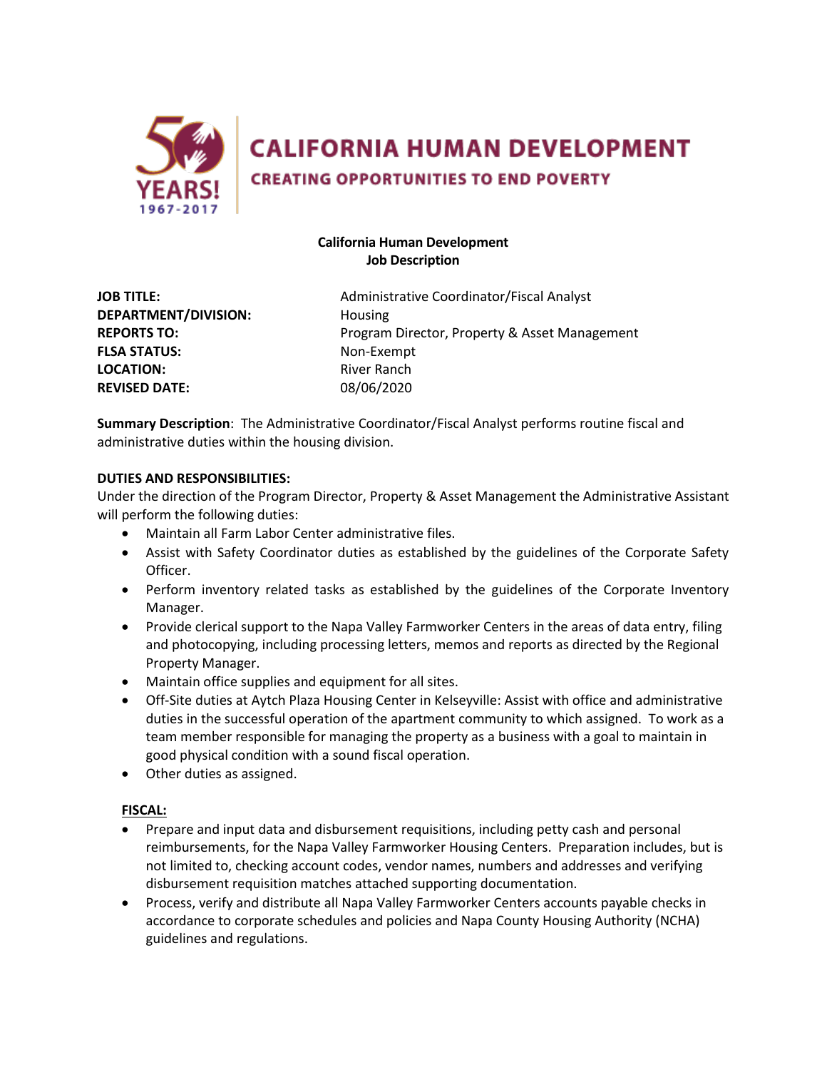**CALIFORNIA HUMAN DEVELOPMENT**

**CREATING OPPORTUNITIES TO END POVERTY**

50 YEARS! 1967-2017

**California Human Development**
**Job Description**

| | |
|---|---|
| **JOB TITLE:** | Administrative Coordinator/Fiscal Analyst |
| **DEPARTMENT/DIVISION:** | Housing |
| **REPORTS TO:** | Program Director, Property & Asset Management |
| **FLSA STATUS:** | Non-Exempt |
| **LOCATION:** | River Ranch |
| **REVISED DATE:** | 08/06/2020 |

**Summary Description**: The Administrative Coordinator/Fiscal Analyst performs routine fiscal and administrative duties within the housing division.

**DUTIES AND RESPONSIBILITIES:**

Under the direction of the Program Director, Property & Asset Management the Administrative Assistant will perform the following duties:

- Maintain all Farm Labor Center administrative files.
- Assist with Safety Coordinator duties as established by the guidelines of the Corporate Safety Officer.
- Perform inventory related tasks as established by the guidelines of the Corporate Inventory Manager.
- Provide clerical support to the Napa Valley Farmworker Centers in the areas of data entry, filing and photocopying, including processing letters, memos and reports as directed by the Regional Property Manager.
- Maintain office supplies and equipment for all sites.
- Off-Site duties at Aytch Plaza Housing Center in Kelseyville: Assist with office and administrative duties in the successful operation of the apartment community to which assigned. To work as a team member responsible for managing the property as a business with a goal to maintain in good physical condition with a sound fiscal operation.
- Other duties as assigned.

**FISCAL:**

- Prepare and input data and disbursement requisitions, including petty cash and personal reimbursements, for the Napa Valley Farmworker Housing Centers. Preparation includes, but is not limited to, checking account codes, vendor names, numbers and addresses and verifying disbursement requisition matches attached supporting documentation.
- Process, verify and distribute all Napa Valley Farmworker Centers accounts payable checks in accordance to corporate schedules and policies and Napa County Housing Authority (NCHA) guidelines and regulations.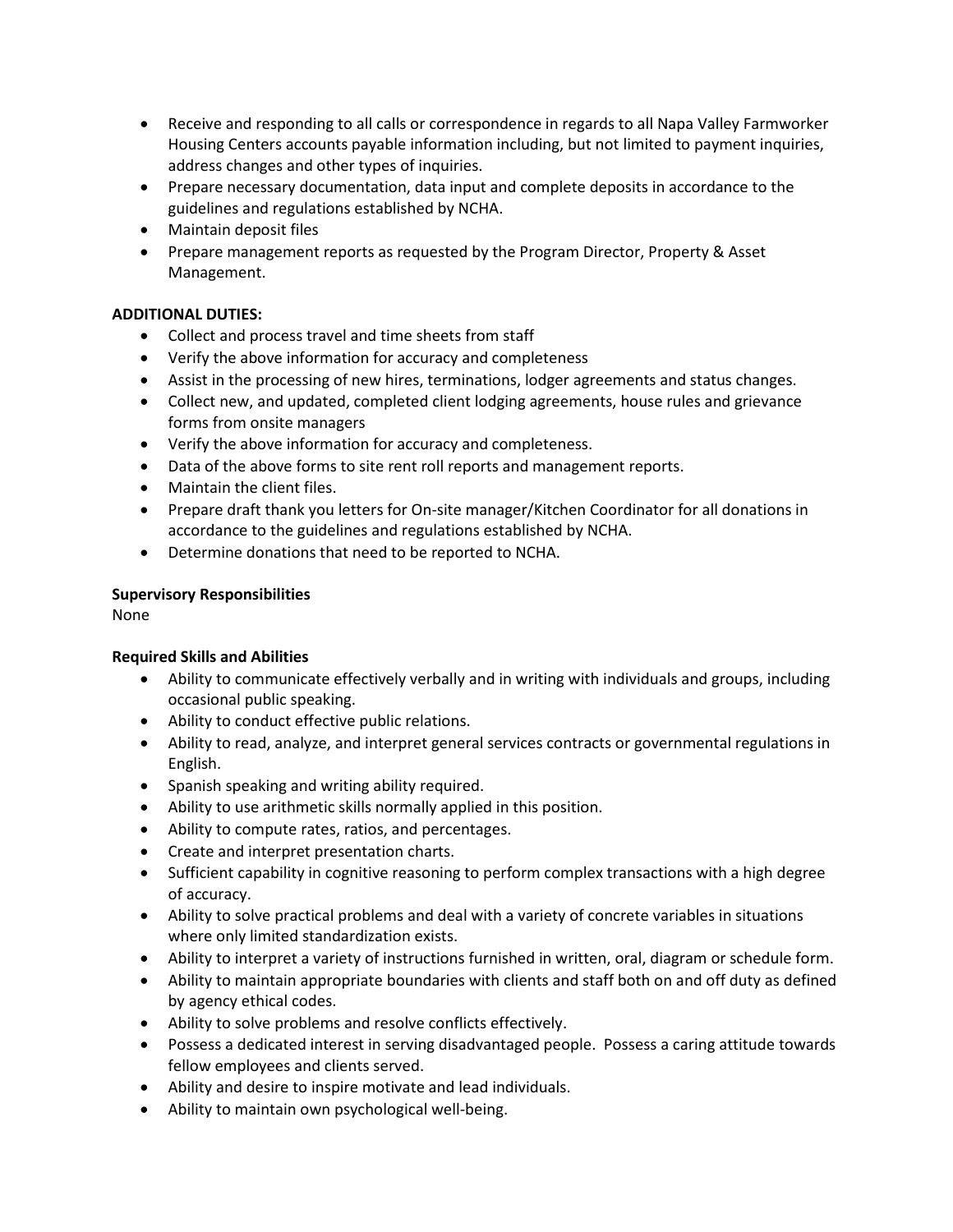- Receive and responding to all calls or correspondence in regards to all Napa Valley Farmworker Housing Centers accounts payable information including, but not limited to payment inquiries, address changes and other types of inquiries.
- Prepare necessary documentation, data input and complete deposits in accordance to the guidelines and regulations established by NCHA.
- Maintain deposit files
- Prepare management reports as requested by the Program Director, Property & Asset Management.

**ADDITIONAL DUTIES:**

- Collect and process travel and time sheets from staff
- Verify the above information for accuracy and completeness
- Assist in the processing of new hires, terminations, lodger agreements and status changes.
- Collect new, and updated, completed client lodging agreements, house rules and grievance forms from onsite managers
- Verify the above information for accuracy and completeness.
- Data of the above forms to site rent roll reports and management reports.
- Maintain the client files.
- Prepare draft thank you letters for On-site manager/Kitchen Coordinator for all donations in accordance to the guidelines and regulations established by NCHA.
- Determine donations that need to be reported to NCHA.

**Supervisory Responsibilities**

None

**Required Skills and Abilities**

- Ability to communicate effectively verbally and in writing with individuals and groups, including occasional public speaking.
- Ability to conduct effective public relations.
- Ability to read, analyze, and interpret general services contracts or governmental regulations in English.
- Spanish speaking and writing ability required.
- Ability to use arithmetic skills normally applied in this position.
- Ability to compute rates, ratios, and percentages.
- Create and interpret presentation charts.
- Sufficient capability in cognitive reasoning to perform complex transactions with a high degree of accuracy.
- Ability to solve practical problems and deal with a variety of concrete variables in situations where only limited standardization exists.
- Ability to interpret a variety of instructions furnished in written, oral, diagram or schedule form.
- Ability to maintain appropriate boundaries with clients and staff both on and off duty as defined by agency ethical codes.
- Ability to solve problems and resolve conflicts effectively.
- Possess a dedicated interest in serving disadvantaged people. Possess a caring attitude towards fellow employees and clients served.
- Ability and desire to inspire motivate and lead individuals.
- Ability to maintain own psychological well-being.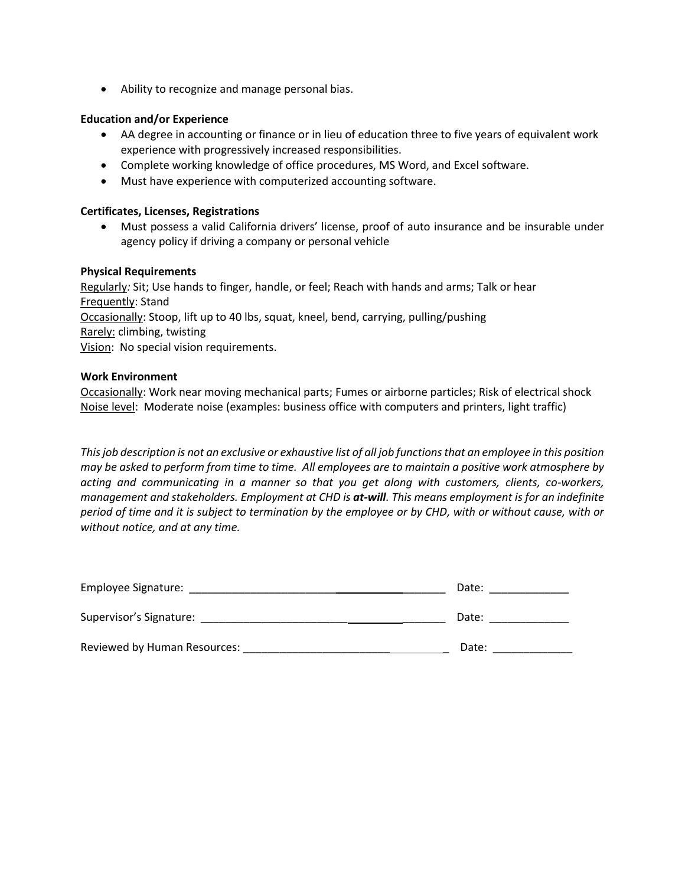- Ability to recognize and manage personal bias.

**Education and/or Experience**

- AA degree in accounting or finance or in lieu of education three to five years of equivalent work experience with progressively increased responsibilities.
- Complete working knowledge of office procedures, MS Word, and Excel software.
- Must have experience with computerized accounting software.

**Certificates, Licenses, Registrations**

- Must possess a valid California drivers' license, proof of auto insurance and be insurable under agency policy if driving a company or personal vehicle

**Physical Requirements**

<u>Regularly</u>*:* Sit; Use hands to finger, handle, or feel; Reach with hands and arms; Talk or hear
<u>Frequently</u>: Stand
<u>Occasionally</u>: Stoop, lift up to 40 lbs, squat, kneel, bend, carrying, pulling/pushing
<u>Rarely:</u> climbing, twisting
<u>Vision</u>: No special vision requirements.

**Work Environment**

<u>Occasionally</u>: Work near moving mechanical parts; Fumes or airborne particles; Risk of electrical shock
<u>Noise level</u>: Moderate noise (examples: business office with computers and printers, light traffic)

*This job description is not an exclusive or exhaustive list of all job functions that an employee in this position may be asked to perform from time to time. All employees are to maintain a positive work atmosphere by acting and communicating in a manner so that you get along with customers, clients, co-workers, management and stakeholders. Employment at CHD is* ***at-will****. This means employment is for an indefinite period of time and it is subject to termination by the employee or by CHD, with or without cause, with or without notice, and at any time.*

Employee Signature: ______________________________________ Date: _____________

Supervisor's Signature: ______________________________________ Date: _____________

Reviewed by Human Resources: ______________________________________ Date: _____________